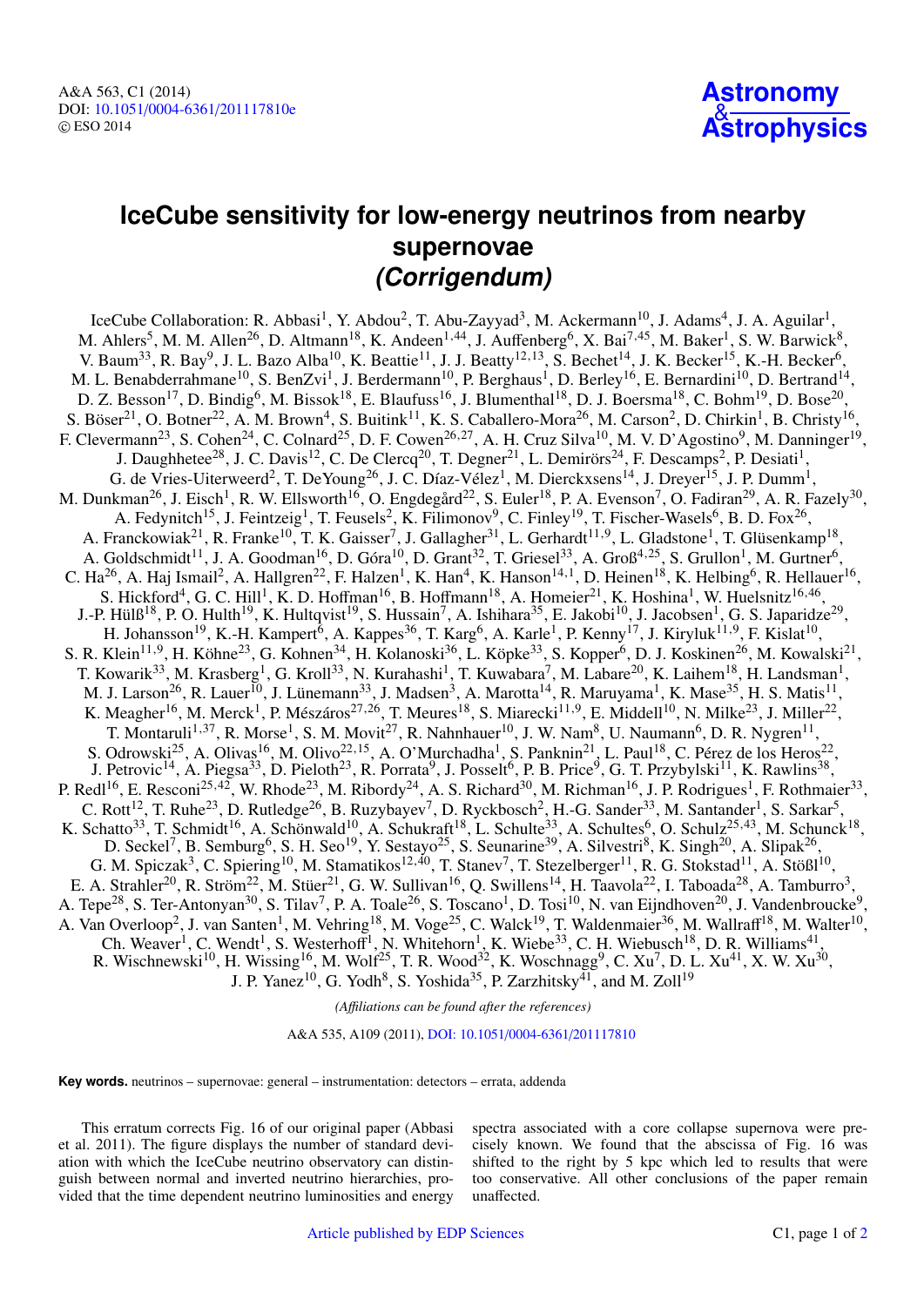# IceCube sensitivity for low-energy neutrinos from nearby supernovae *(Corrigendum)*

IceCube Collaboration: R. Abbasi[1], Y. Abdou[2], T. Abu-Zayyad[3], M. Ackermann[10], J. Adams[4], J. A. Aguilar[1], M. Ahlers[5], M. M. Allen[26], D. Altmann[18], K. Andeen[1,44], J. Auffenberg[6], X. Bai[7,45], M. Baker[1], S. W. Barwick[8], V. Baum[33], R. Bay[9], J. L. Bazo Alba[10], K. Beattie[11], J. J. Beatty[12,13], S. Bechet[14], J. K. Becker[15], K.-H. Becker[6], M. L. Benabderrahmane[10], S. BenZvi[1], J. Berdermann[10], P. Berghaus[1], D. Berley[16], E. Bernardini[10], D. Bertrand[14], D. Z. Besson[17], D. Bindig[6], M. Bissok[18], E. Blaufuss[16], J. Blumenthal[18], D. J. Boersma[18], C. Bohm[19], D. Bose[20], S. Böser[21], O. Botner[22], A. M. Brown[4], S. Buitink[11], K. S. Caballero-Mora[26], M. Carson[2], D. Chirkin[1], B. Christy[16], F. Clevermann[23], S. Cohen[24], C. Colnard[25], D. F. Cowen[26,27], A. H. Cruz Silva[10], M. V. D'Agostino[9], M. Danninger[19], J. Daughhetee[28], J. C. Davis[12], C. De Clercq[20], T. Degner[21], L. Demirörs[24], F. Descamps[2], P. Desiati[1], G. de Vries-Uiterweerd[2], T. DeYoung[26], J. C. Díaz-Vélez[1], M. Dierckxsens[14], J. Dreyer[15], J. P. Dumm[1], M. Dunkman[26], J. Eisch[1], R. W. Ellsworth[16], O. Engdegård[22], S. Euler[18], P. A. Evenson[7], O. Fadiran[29], A. R. Fazely[30], A. Fedynitch[15], J. Feintzeig[1], T. Feusels[2], K. Filimonov[9], C. Finley[19], T. Fischer-Wasels[6], B. D. Fox[26], A. Franckowiak[21], R. Franke[10], T. K. Gaisser[7], J. Gallagher[31], L. Gerhardt[11,9], L. Gladstone[1], T. Glüsenkamp[18], A. Goldschmidt[11], J. A. Goodman[16], D. Góra[10], D. Grant[32], T. Griesel[33], A. Groß[4,25], S. Grullon[1], M. Gurtner[6], C. Ha[26], A. Haj Ismail[2], A. Hallgren[22], F. Halzen[1], K. Han[4], K. Hanson[14,1], D. Heinen[18], K. Helbing[6], R. Hellauer[16], S. Hickford[4], G. C. Hill[1], K. D. Hoffman[16], B. Hoffmann[18], A. Homeier[21], K. Hoshina[1], W. Huelsnitz[16,46], J.-P. Hülß[18], P. O. Hulth[19], K. Hultqvist[19], S. Hussain[7], A. Ishihara[35], E. Jakobi[10], J. Jacobsen[1], G. S. Japaridze[29], H. Johansson[19], K.-H. Kampert[6], A. Kappes[36], T. Karg[6], A. Karle[1], P. Kenny[17], J. Kiryluk[11,9], F. Kislat[10], S. R. Klein[11,9], H. Köhne[23], G. Kohnen[34], H. Kolanoski[36], L. Köpke[33], S. Kopper[6], D. J. Koskinen[26], M. Kowalski[21], T. Kowarik[33], M. Krasberg[1], G. Kroll[33], N. Kurahashi[1], T. Kuwabara[7], M. Labare[20], K. Laihem[18], H. Landsman[1], M. J. Larson[26], R. Lauer[10], J. Lünemann[33], J. Madsen[3], A. Marotta[14], R. Maruyama[1], K. Mase[35], H. S. Matis[11], K. Meagher[16], M. Merck[1], P. Mészáros[27,26], T. Meures[18], S. Miarecki[11,9], E. Middell[10], N. Milke[23], J. Miller[22], T. Montaruli[1,37], R. Morse[1], S. M. Movit[27], R. Nahnhauer[10], J. W. Nam[8], U. Naumann[6], D. R. Nygren[11], S. Odrowski[25], A. Olivas[16], M. Olivo[22,15], A. O'Murchadha[1], S. Panknin[21], L. Paul[18], C. Pérez de los Heros[22], J. Petrovic[14], A. Piegsa[33], D. Pieloth[23], R. Porrata[9], J. Posselt[6], P. B. Price[9], G. T. Przybylski[11], K. Rawlins[38], P. Redl[16], E. Resconi[25,42], W. Rhode[23], M. Ribordy[24], A. S. Richard[30], M. Richman[16], J. P. Rodrigues[1], F. Rothmaier[33], C. Rott[12], T. Ruhe[23], D. Rutledge[26], B. Ruzybayev[7], D. Ryckbosch[2], H.-G. Sander[33], M. Santander[1], S. Sarkar[5], K. Schatto[33], T. Schmidt[16], A. Schönwald[10], A. Schukraft[18], L. Schulte[33], A. Schultes[6], O. Schulz[25,43], M. Schunck[18], D. Seckel[7], B. Semburg[6], S. H. Seo[19], Y. Sestayo[25], S. Seunarine[39], A. Silvestri[8], K. Singh[20], A. Slipak[26], G. M. Spiczak[3], C. Spiering[10], M. Stamatikos[12,40], T. Stanev[7], T. Stezelberger[11], R. G. Stokstad[11], A. Stößl[10], E. A. Strahler[20], R. Ström[22], M. Stüer[21], G. W. Sullivan[16], Q. Swillens[14], H. Taavola[22], I. Taboada[28], A. Tamburro[3], A. Tepe[28], S. Ter-Antonyan[30], S. Tilav[7], P. A. Toale[26], S. Toscano[1], D. Tosi[10], N. van Eijndhoven[20], J. Vandenbroucke[9], A. Van Overloop[2], J. van Santen[1], M. Vehring[18], M. Voge[25], C. Walck[19], T. Waldenmaier[36], M. Wallraff[18], M. Walter[10], Ch. Weaver[1], C. Wendt[1], S. Westerhoff[1], N. Whitehorn[1], K. Wiebe[33], C. H. Wiebusch[18], D. R. Williams[41], R. Wischnewski[10], H. Wissing[16], M. Wolf[25], T. R. Wood[32], K. Woschnagg[9], C. Xu[7], D. L. Xu[41], X. W. Xu[30], J. P. Yanez[10], G. Yodh[8], S. Yoshida[35], P. Zarzhitsky[41], and M. Zoll[19]

*(Affiliations can be found after the references)*

A&A 535, A109 (2011), DOI: 10.1051/0004-6361/201117810

**Key words.** neutrinos – supernovae: general – instrumentation: detectors – errata, addenda

This erratum corrects Fig. 16 of our original paper (Abbasi et al. 2011). The figure displays the number of standard deviation with which the IceCube neutrino observatory can distinguish between normal and inverted neutrino hierarchies, provided that the time dependent neutrino luminosities and energy spectra associated with a core collapse supernova were precisely known. We found that the abscissa of Fig. 16 was shifted to the right by 5 kpc which led to results that were too conservative. All other conclusions of the paper remain unaffected.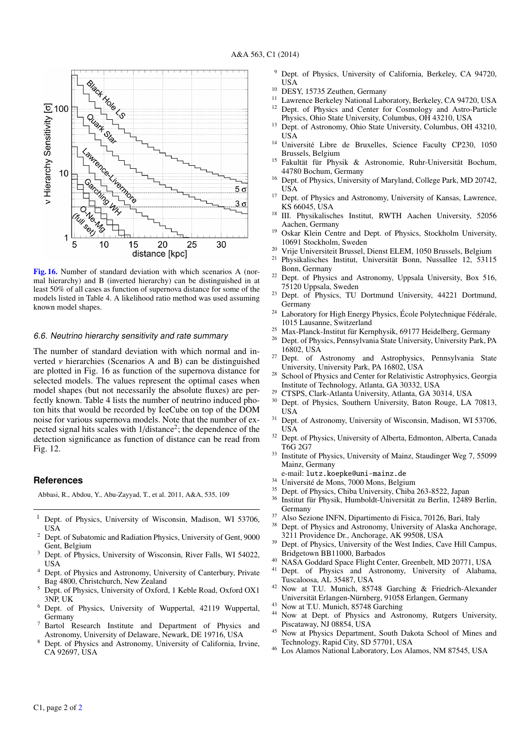ν Hierarchy Sensitivity [σ]

100

10

1

5 10 15 20 25 30

distance [kpc]

Black Hole LS

Quark Star

Lawrence-Livermore

Garching WH

O-Ne-Mg (full set)

5 σ

3 σ

**Fig. 16.** Number of standard deviation with which scenarios A (normal hierarchy) and B (inverted hierarchy) can be distinguished in at least 50% of all cases as function of supernova distance for some of the models listed in Table 4. A likelihood ratio method was used assuming known model shapes.

### *6.6. Neutrino hierarchy sensitivity and rate summary*

The number of standard deviation with which normal and inverted $\nu$ hierarchies (Scenarios A and B) can be distinguished are plotted in Fig. 16 as function of the supernova distance for selected models. The values represent the optimal cases when model shapes (but not necessarily the absolute fluxes) are perfectly known. Table 4 lists the number of neutrino induced photon hits that would be recorded by IceCube on top of the DOM noise for various supernova models. Note that the number of expected signal hits scales with $1/\text{distance}^2$; the dependence of the detection significance as function of distance can be read from Fig. 12.

## References

Abbasi, R., Abdou, Y., Abu-Zayyad, T., et al. 2011, A&A, 535, 109

---

[1] Dept. of Physics, University of Wisconsin, Madison, WI 53706, USA
[2] Dept. of Subatomic and Radiation Physics, University of Gent, 9000 Gent, Belgium
[3] Dept. of Physics, University of Wisconsin, River Falls, WI 54022, USA
[4] Dept. of Physics and Astronomy, University of Canterbury, Private Bag 4800, Christchurch, New Zealand
[5] Dept. of Physics, University of Oxford, 1 Keble Road, Oxford OX1 3NP, UK
[6] Dept. of Physics, University of Wuppertal, 42119 Wuppertal, Germany
[7] Bartol Research Institute and Department of Physics and Astronomy, University of Delaware, Newark, DE 19716, USA
[8] Dept. of Physics and Astronomy, University of California, Irvine, CA 92697, USA
[9] Dept. of Physics, University of California, Berkeley, CA 94720, USA
[10] DESY, 15735 Zeuthen, Germany
[11] Lawrence Berkeley National Laboratory, Berkeley, CA 94720, USA
[12] Dept. of Physics and Center for Cosmology and Astro-Particle Physics, Ohio State University, Columbus, OH 43210, USA
[13] Dept. of Astronomy, Ohio State University, Columbus, OH 43210, USA
[14] Université Libre de Bruxelles, Science Faculty CP230, 1050 Brussels, Belgium
[15] Fakultät für Physik & Astronomie, Ruhr-Universität Bochum, 44780 Bochum, Germany
[16] Dept. of Physics, University of Maryland, College Park, MD 20742, USA
[17] Dept. of Physics and Astronomy, University of Kansas, Lawrence, KS 66045, USA
[18] III. Physikalisches Institut, RWTH Aachen University, 52056 Aachen, Germany
[19] Oskar Klein Centre and Dept. of Physics, Stockholm University, 10691 Stockholm, Sweden
[20] Vrije Universiteit Brussel, Dienst ELEM, 1050 Brussels, Belgium
[21] Physikalisches Institut, Universität Bonn, Nussallee 12, 53115 Bonn, Germany
[22] Dept. of Physics and Astronomy, Uppsala University, Box 516, 75120 Uppsala, Sweden
[23] Dept. of Physics, TU Dortmund University, 44221 Dortmund, Germany
[24] Laboratory for High Energy Physics, École Polytechnique Fédérale, 1015 Lausanne, Switzerland
[25] Max-Planck-Institut für Kernphysik, 69177 Heidelberg, Germany
[26] Dept. of Physics, Pennsylvania State University, University Park, PA 16802, USA
[27] Dept. of Astronomy and Astrophysics, Pennsylvania State University, University Park, PA 16802, USA
[28] School of Physics and Center for Relativistic Astrophysics, Georgia Institute of Technology, Atlanta, GA 30332, USA
[29] CTSPS, Clark-Atlanta University, Atlanta, GA 30314, USA
[30] Dept. of Physics, Southern University, Baton Rouge, LA 70813, USA
[31] Dept. of Astronomy, University of Wisconsin, Madison, WI 53706, USA
[32] Dept. of Physics, University of Alberta, Edmonton, Alberta, Canada T6G 2G7
[33] Institute of Physics, University of Mainz, Staudinger Weg 7, 55099 Mainz, Germany
e-mail: lutz.koepke@uni-mainz.de
[34] Université de Mons, 7000 Mons, Belgium
[35] Dept. of Physics, Chiba University, Chiba 263-8522, Japan
[36] Institut für Physik, Humboldt-Universität zu Berlin, 12489 Berlin, Germany
[37] Also Sezione INFN, Dipartimento di Fisica, 70126, Bari, Italy
[38] Dept. of Physics and Astronomy, University of Alaska Anchorage, 3211 Providence Dr., Anchorage, AK 99508, USA
[39] Dept. of Physics, University of the West Indies, Cave Hill Campus, Bridgetown BB11000, Barbados
[40] NASA Goddard Space Flight Center, Greenbelt, MD 20771, USA
[41] Dept. of Physics and Astronomy, University of Alabama, Tuscaloosa, AL 35487, USA
[42] Now at T.U. Munich, 85748 Garching & Friedrich-Alexander Universität Erlangen-Nürnberg, 91058 Erlangen, Germany
[43] Now at T.U. Munich, 85748 Garching
[44] Now at Dept. of Physics and Astronomy, Rutgers University, Piscataway, NJ 08854, USA
[45] Now at Physics Department, South Dakota School of Mines and Technology, Rapid City, SD 57701, USA
[46] Los Alamos National Laboratory, Los Alamos, NM 87545, USA